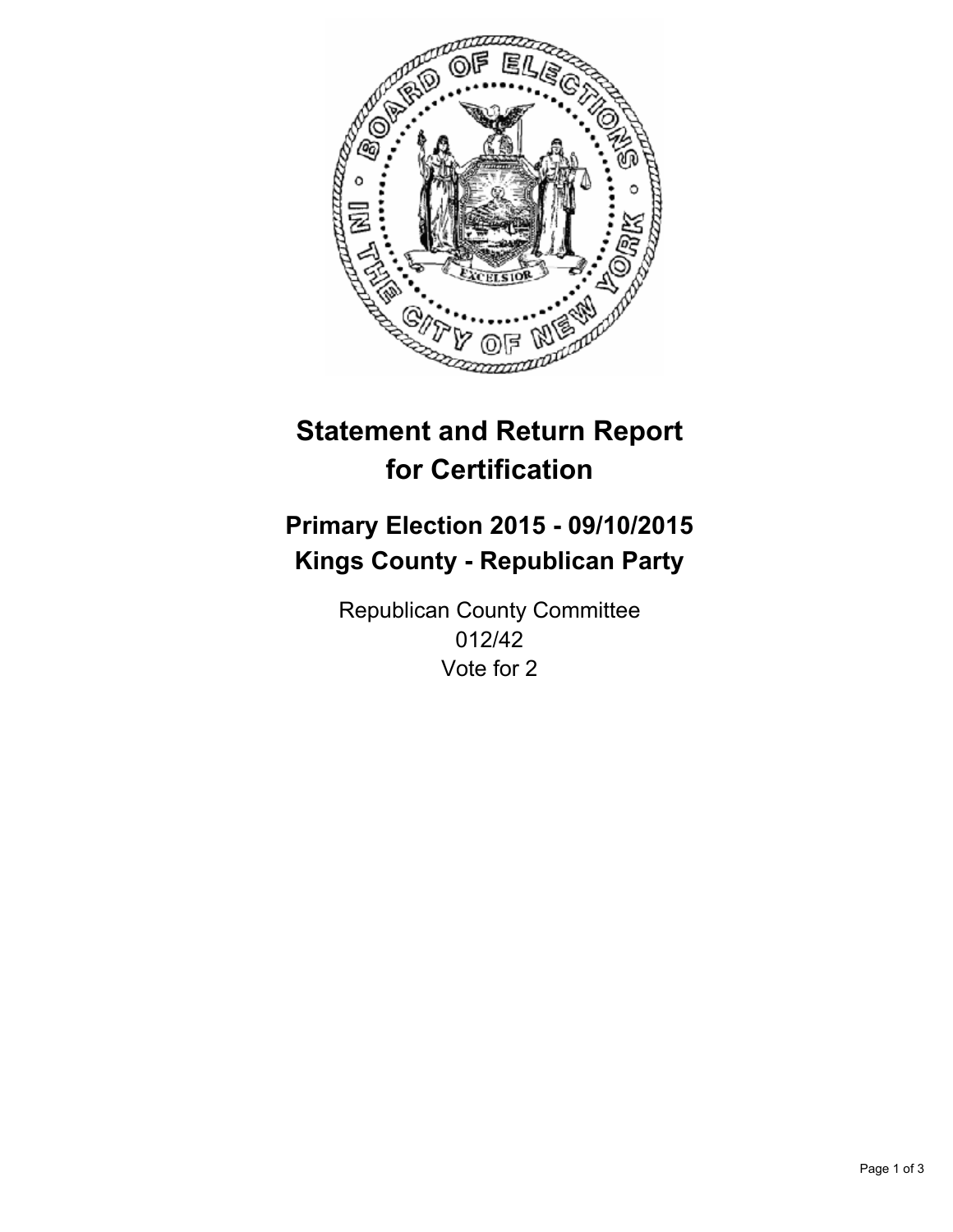# Statement and Return Report for Certification

## Primary Election 2015 - 09/10/2015
## Kings County - Republican Party

Republican County Committee
012/42
Vote for 2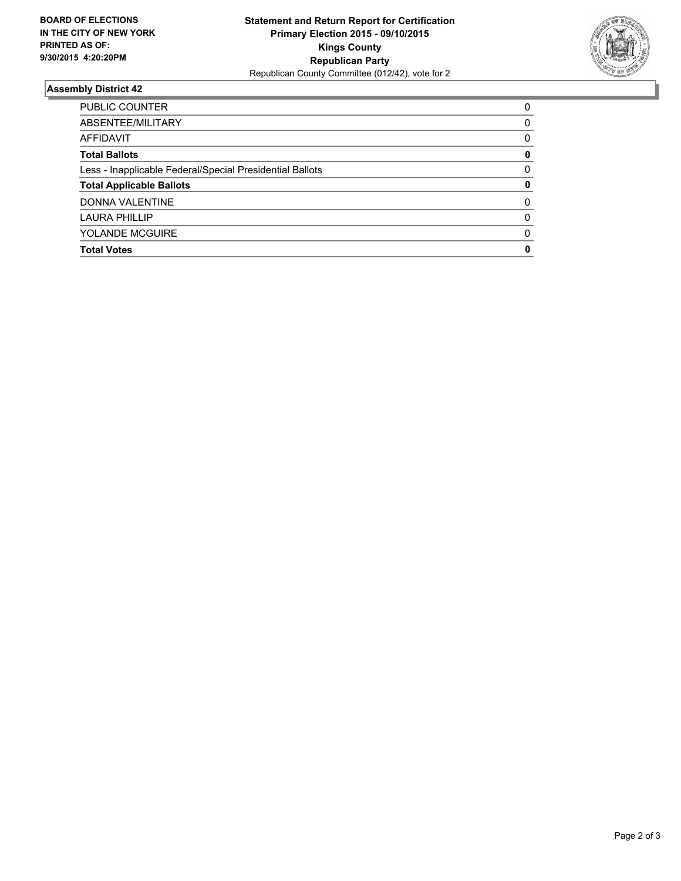**BOARD OF ELECTIONS IN THE CITY OF NEW YORK PRINTED AS OF: 9/30/2015 4:20:20PM**

**Statement and Return Report for Certification**
**Primary Election 2015 - 09/10/2015**
**Kings County**
**Republican Party**
Republican County Committee (012/42), vote for 2

## Assembly District 42

| | |
|---|---|
| PUBLIC COUNTER | 0 |
| ABSENTEE/MILITARY | 0 |
| AFFIDAVIT | 0 |
| **Total Ballots** | **0** |
| Less - Inapplicable Federal/Special Presidential Ballots | 0 |
| **Total Applicable Ballots** | **0** |
| DONNA VALENTINE | 0 |
| LAURA PHILLIP | 0 |
| YOLANDE MCGUIRE | 0 |
| **Total Votes** | **0** |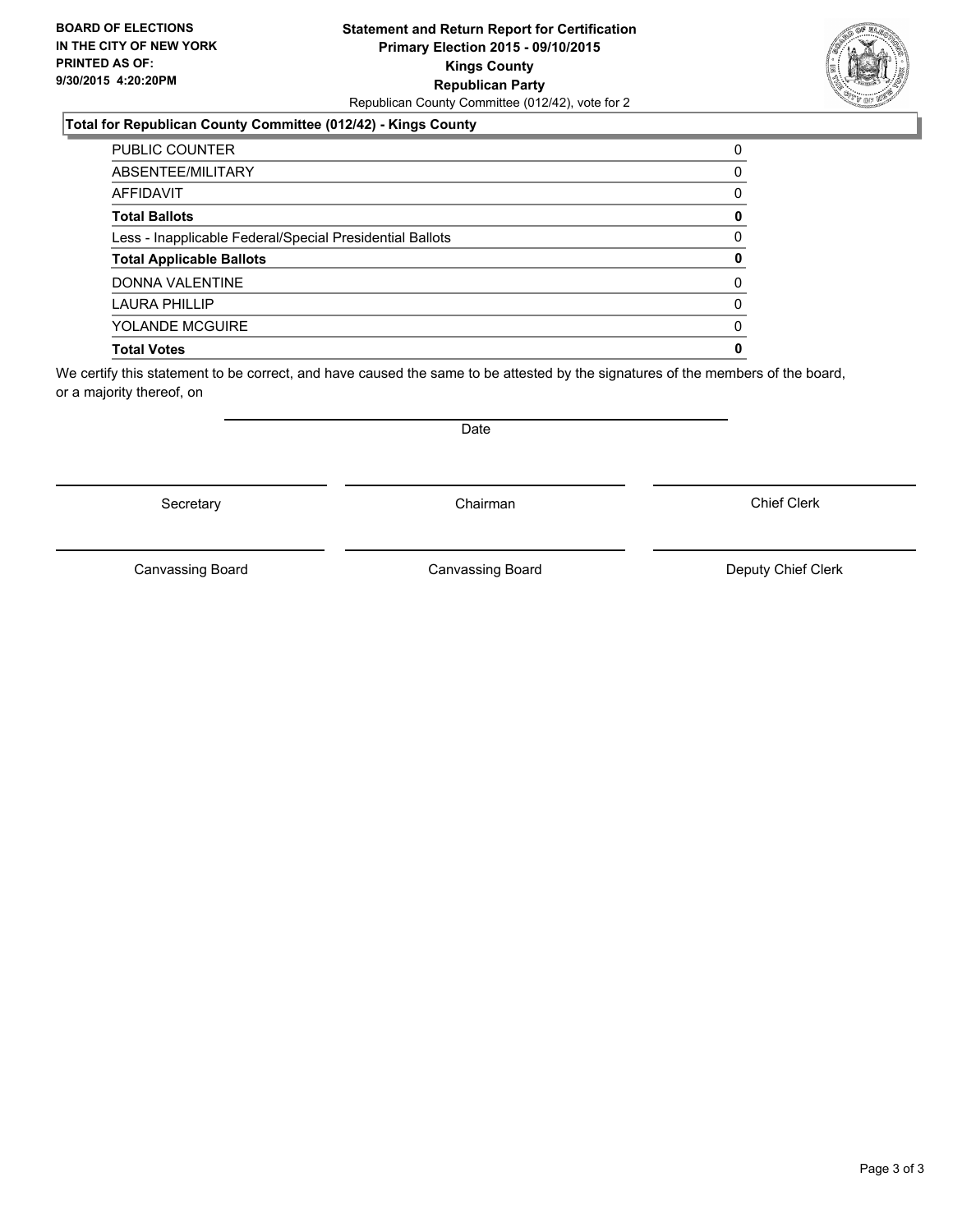**BOARD OF ELECTIONS IN THE CITY OF NEW YORK PRINTED AS OF: 9/30/2015 4:20:20PM**

**Statement and Return Report for Certification**
**Primary Election 2015 - 09/10/2015**
**Kings County**
**Republican Party**
Republican County Committee (012/42), vote for 2

## Total for Republican County Committee (012/42) - Kings County

| | |
|---|---|
| PUBLIC COUNTER | 0 |
| ABSENTEE/MILITARY | 0 |
| AFFIDAVIT | 0 |
| **Total Ballots** | **0** |
| Less - Inapplicable Federal/Special Presidential Ballots | 0 |
| **Total Applicable Ballots** | **0** |
| DONNA VALENTINE | 0 |
| LAURA PHILLIP | 0 |
| YOLANDE MCGUIRE | 0 |
| **Total Votes** | **0** |

We certify this statement to be correct, and have caused the same to be attested by the signatures of the members of the board, or a majority thereof, on

Date

Secretary

Chairman

Chief Clerk

Canvassing Board

Canvassing Board

Deputy Chief Clerk